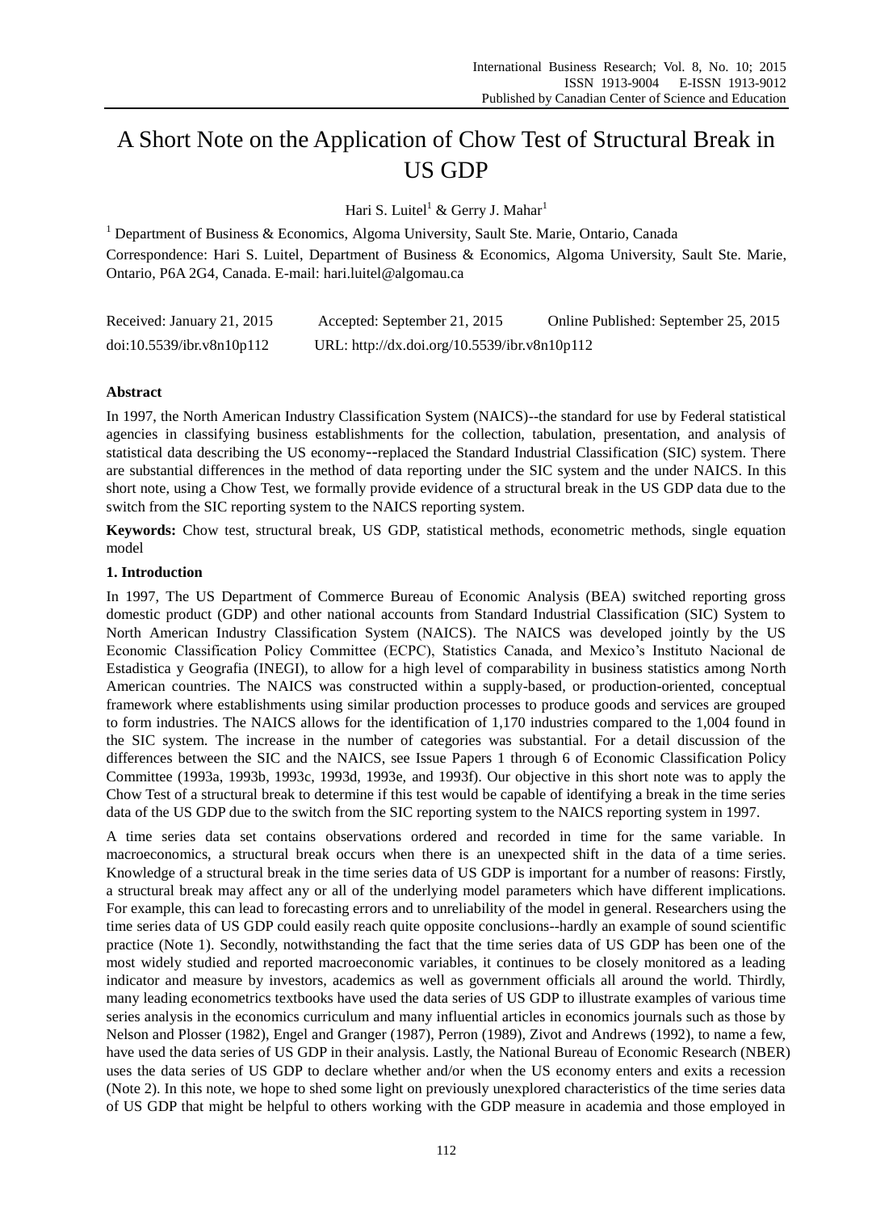# A Short Note on the Application of Chow Test of Structural Break in US GDP

Hari S. Luitel[1] & Gerry J. Mahar[1]

[1] Department of Business & Economics, Algoma University, Sault Ste. Marie, Ontario, Canada

Correspondence: Hari S. Luitel, Department of Business & Economics, Algoma University, Sault Ste. Marie, Ontario, P6A 2G4, Canada. E-mail: hari.luitel@algomau.ca

| Received: January 21, 2015 | Accepted: September 21, 2015 | Online Published: September 25, 2015 |
|---|---|---|
| doi:10.5539/ibr.v8n10p112 | URL: http://dx.doi.org/10.5539/ibr.v8n10p112 | |

## Abstract

In 1997, the North American Industry Classification System (NAICS)--the standard for use by Federal statistical agencies in classifying business establishments for the collection, tabulation, presentation, and analysis of statistical data describing the US economy--replaced the Standard Industrial Classification (SIC) system. There are substantial differences in the method of data reporting under the SIC system and the under NAICS. In this short note, using a Chow Test, we formally provide evidence of a structural break in the US GDP data due to the switch from the SIC reporting system to the NAICS reporting system.

**Keywords:** Chow test, structural break, US GDP, statistical methods, econometric methods, single equation model

## 1. Introduction

In 1997, The US Department of Commerce Bureau of Economic Analysis (BEA) switched reporting gross domestic product (GDP) and other national accounts from Standard Industrial Classification (SIC) System to North American Industry Classification System (NAICS). The NAICS was developed jointly by the US Economic Classification Policy Committee (ECPC), Statistics Canada, and Mexico's Instituto Nacional de Estadistica y Geografia (INEGI), to allow for a high level of comparability in business statistics among North American countries. The NAICS was constructed within a supply-based, or production-oriented, conceptual framework where establishments using similar production processes to produce goods and services are grouped to form industries. The NAICS allows for the identification of 1,170 industries compared to the 1,004 found in the SIC system. The increase in the number of categories was substantial. For a detail discussion of the differences between the SIC and the NAICS, see Issue Papers 1 through 6 of Economic Classification Policy Committee (1993a, 1993b, 1993c, 1993d, 1993e, and 1993f). Our objective in this short note was to apply the Chow Test of a structural break to determine if this test would be capable of identifying a break in the time series data of the US GDP due to the switch from the SIC reporting system to the NAICS reporting system in 1997.

A time series data set contains observations ordered and recorded in time for the same variable. In macroeconomics, a structural break occurs when there is an unexpected shift in the data of a time series. Knowledge of a structural break in the time series data of US GDP is important for a number of reasons: Firstly, a structural break may affect any or all of the underlying model parameters which have different implications. For example, this can lead to forecasting errors and to unreliability of the model in general. Researchers using the time series data of US GDP could easily reach quite opposite conclusions--hardly an example of sound scientific practice (Note 1). Secondly, notwithstanding the fact that the time series data of US GDP has been one of the most widely studied and reported macroeconomic variables, it continues to be closely monitored as a leading indicator and measure by investors, academics as well as government officials all around the world. Thirdly, many leading econometrics textbooks have used the data series of US GDP to illustrate examples of various time series analysis in the economics curriculum and many influential articles in economics journals such as those by Nelson and Plosser (1982), Engel and Granger (1987), Perron (1989), Zivot and Andrews (1992), to name a few, have used the data series of US GDP in their analysis. Lastly, the National Bureau of Economic Research (NBER) uses the data series of US GDP to declare whether and/or when the US economy enters and exits a recession (Note 2). In this note, we hope to shed some light on previously unexplored characteristics of the time series data of US GDP that might be helpful to others working with the GDP measure in academia and those employed in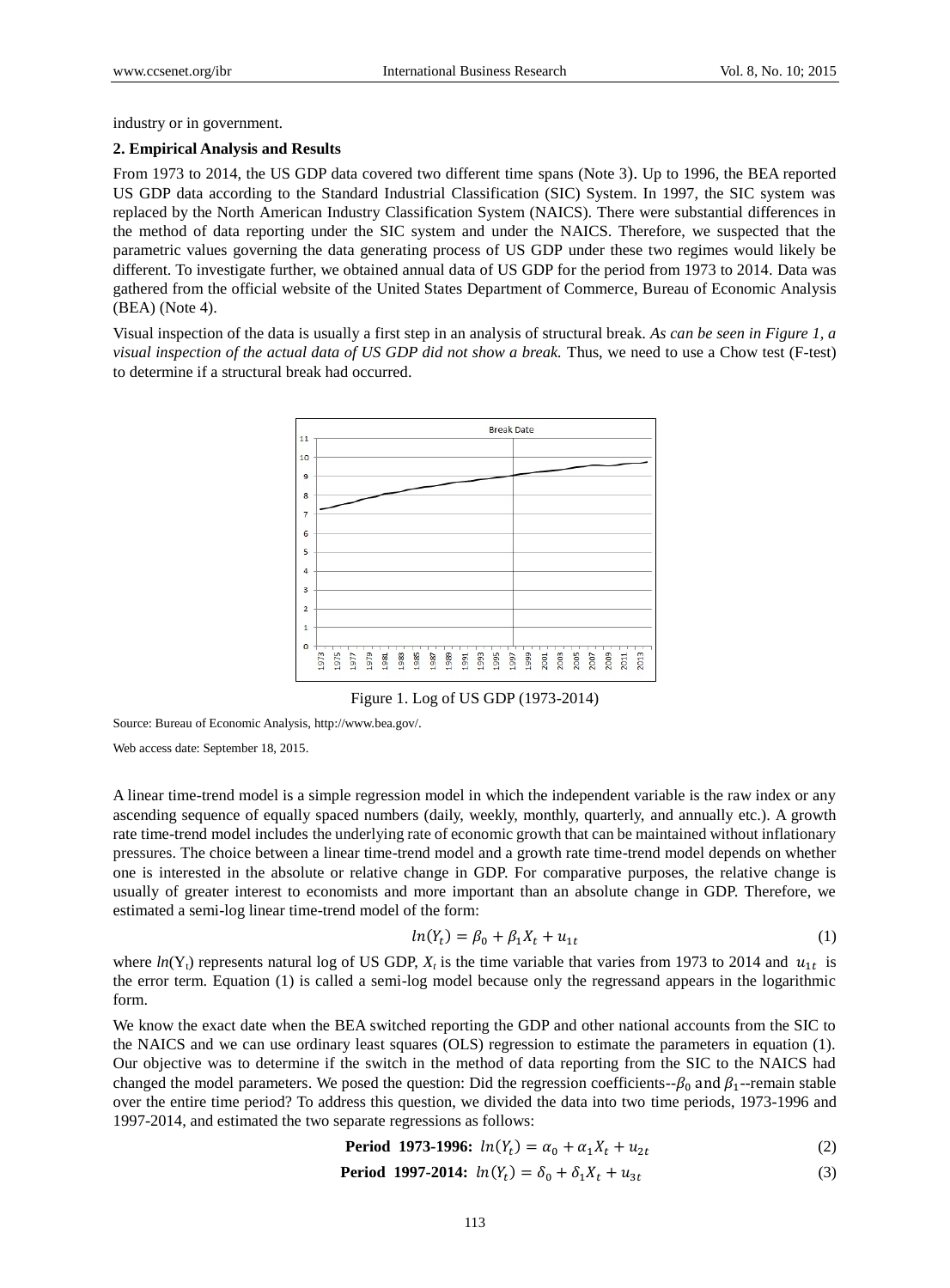industry or in government.

## 2. Empirical Analysis and Results

From 1973 to 2014, the US GDP data covered two different time spans (Note 3). Up to 1996, the BEA reported US GDP data according to the Standard Industrial Classification (SIC) System. In 1997, the SIC system was replaced by the North American Industry Classification System (NAICS). There were substantial differences in the method of data reporting under the SIC system and under the NAICS. Therefore, we suspected that the parametric values governing the data generating process of US GDP under these two regimes would likely be different. To investigate further, we obtained annual data of US GDP for the period from 1973 to 2014. Data was gathered from the official website of the United States Department of Commerce, Bureau of Economic Analysis (BEA) (Note 4).

Visual inspection of the data is usually a first step in an analysis of structural break. *As can be seen in Figure 1, a visual inspection of the actual data of US GDP did not show a break.* Thus, we need to use a Chow test (F-test) to determine if a structural break had occurred.

Figure 1. Log of US GDP (1973-2014)

Source: Bureau of Economic Analysis, http://www.bea.gov/.

Web access date: September 18, 2015.

A linear time-trend model is a simple regression model in which the independent variable is the raw index or any ascending sequence of equally spaced numbers (daily, weekly, monthly, quarterly, and annually etc.). A growth rate time-trend model includes the underlying rate of economic growth that can be maintained without inflationary pressures. The choice between a linear time-trend model and a growth rate time-trend model depends on whether one is interested in the absolute or relative change in GDP. For comparative purposes, the relative change is usually of greater interest to economists and more important than an absolute change in GDP. Therefore, we estimated a semi-log linear time-trend model of the form:

$$ln(Y_t) = \beta_0 + \beta_1 X_t + u_{1t} \tag{1}$$

where $ln(Y_t)$ represents natural log of US GDP, $X_t$ is the time variable that varies from 1973 to 2014 and $u_{1t}$ is the error term. Equation (1) is called a semi-log model because only the regressand appears in the logarithmic form.

We know the exact date when the BEA switched reporting the GDP and other national accounts from the SIC to the NAICS and we can use ordinary least squares (OLS) regression to estimate the parameters in equation (1). Our objective was to determine if the switch in the method of data reporting from the SIC to the NAICS had changed the model parameters. We posed the question: Did the regression coefficients--$\beta_0$ and $\beta_1$--remain stable over the entire time period? To address this question, we divided the data into two time periods, 1973-1996 and 1997-2014, and estimated the two separate regressions as follows:

$$\textbf{Period 1973-1996: } ln(Y_t) = \alpha_0 + \alpha_1 X_t + u_{2t} \tag{2}$$

$$\textbf{Period 1997-2014: } ln(Y_t) = \delta_0 + \delta_1 X_t + u_{3t} \tag{3}$$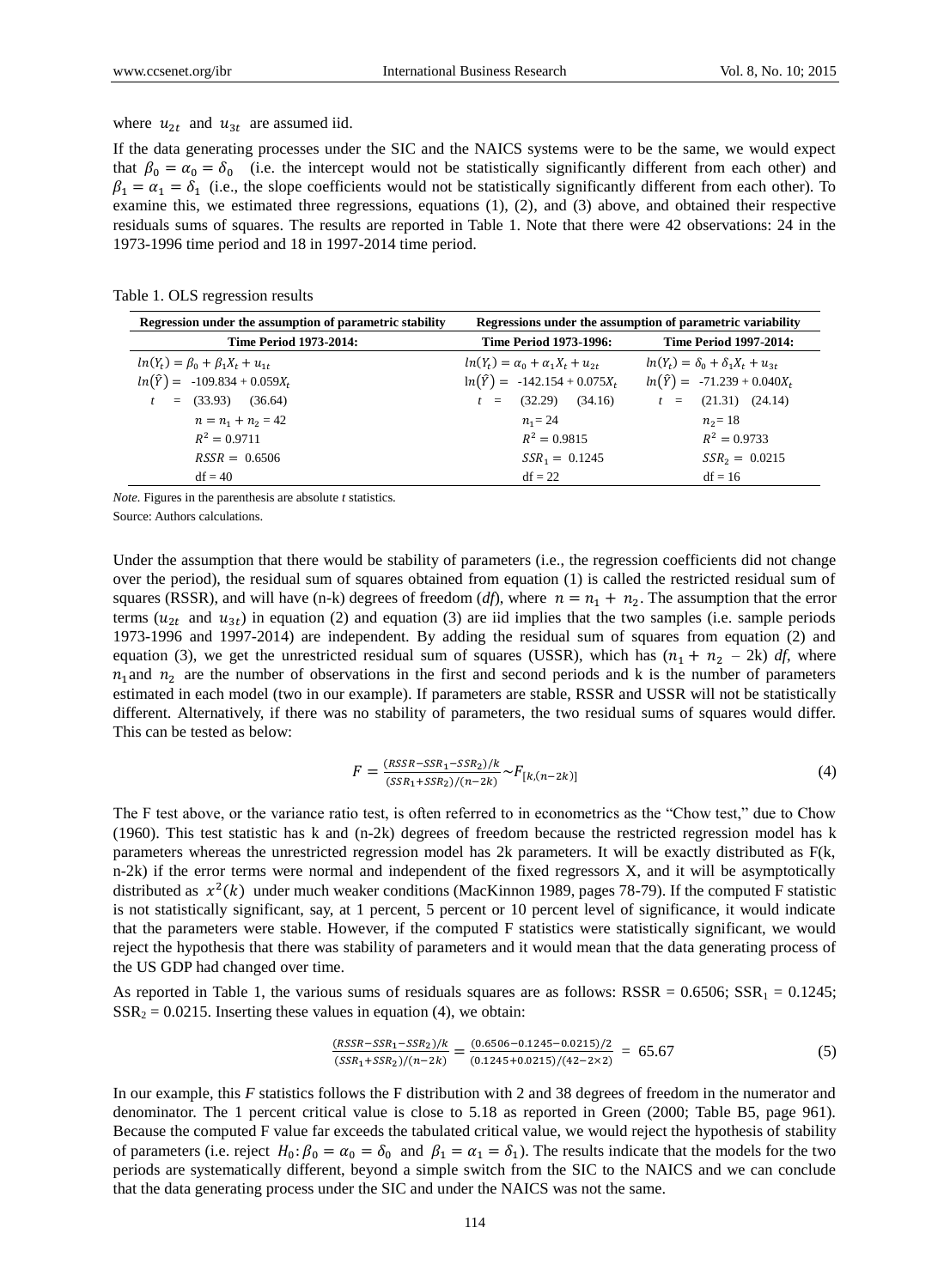where $u_{2t}$ and $u_{3t}$ are assumed iid.

If the data generating processes under the SIC and the NAICS systems were to be the same, we would expect that $\beta_0 = \alpha_0 = \delta_0$ (i.e. the intercept would not be statistically significantly different from each other) and $\beta_1 = \alpha_1 = \delta_1$ (i.e., the slope coefficients would not be statistically significantly different from each other). To examine this, we estimated three regressions, equations (1), (2), and (3) above, and obtained their respective residuals sums of squares. The results are reported in Table 1. Note that there were 42 observations: 24 in the 1973-1996 time period and 18 in 1997-2014 time period.

Table 1. OLS regression results

| Regression under the assumption of parametric stability | Regressions under the assumption of parametric variability | |
|---|---|---|
| **Time Period 1973-2014:** | **Time Period 1973-1996:** | **Time Period 1997-2014:** |
| $ln(Y_t) = \beta_0 + \beta_1 X_t + u_{1t}$ | $ln(Y_t) = \alpha_0 + \alpha_1 X_t + u_{2t}$ | $ln(Y_t) = \delta_0 + \delta_1 X_t + u_{3t}$ |
| $ln(\hat{Y}) =$ -109.834 + 0.059$X_t$ | $\ln(\hat{Y}) =$ -142.154 + 0.075$X_t$ | $ln(\hat{Y}) =$ -71.239 + 0.040$X_t$ |
| $t$ = (33.93) (36.64) | $t$ = (32.29) (34.16) | $t$ = (21.31) (24.14) |
| $n = n_1 + n_2 = 42$ | $n_1 = 24$ | $n_2 = 18$ |
| $R^2 = 0.9711$ | $R^2 = 0.9815$ | $R^2 = 0.9733$ |
| $RSSR =$ 0.6506 | $SSR_1 =$ 0.1245 | $SSR_2 =$ 0.0215 |
| df = 40 | df = 22 | df = 16 |

*Note.* Figures in the parenthesis are absolute *t* statistics.

Source: Authors calculations.

Under the assumption that there would be stability of parameters (i.e., the regression coefficients did not change over the period), the residual sum of squares obtained from equation (1) is called the restricted residual sum of squares (RSSR), and will have (n-k) degrees of freedom (*df*), where $n = n_1 + n_2$. The assumption that the error terms ($u_{2t}$ and $u_{3t}$) in equation (2) and equation (3) are iid implies that the two samples (i.e. sample periods 1973-1996 and 1997-2014) are independent. By adding the residual sum of squares from equation (2) and equation (3), we get the unrestricted residual sum of squares (USSR), which has ($n_1 + n_2$ – 2k) *df*, where $n_1$ and $n_2$ are the number of observations in the first and second periods and k is the number of parameters estimated in each model (two in our example). If parameters are stable, RSSR and USSR will not be statistically different. Alternatively, if there was no stability of parameters, the two residual sums of squares would differ. This can be tested as below:

$$F = \frac{(RSSR - SSR_1 - SSR_2)/k}{(SSR_1 + SSR_2)/(n-2k)} \sim F_{[k,(n-2k)]} \tag{4}$$

The F test above, or the variance ratio test, is often referred to in econometrics as the "Chow test," due to Chow (1960). This test statistic has k and (n-2k) degrees of freedom because the restricted regression model has k parameters whereas the unrestricted regression model has 2k parameters. It will be exactly distributed as F(k, n-2k) if the error terms were normal and independent of the fixed regressors X, and it will be asymptotically distributed as $x^2(k)$ under much weaker conditions (MacKinnon 1989, pages 78-79). If the computed F statistic is not statistically significant, say, at 1 percent, 5 percent or 10 percent level of significance, it would indicate that the parameters were stable. However, if the computed F statistics were statistically significant, we would reject the hypothesis that there was stability of parameters and it would mean that the data generating process of the US GDP had changed over time.

As reported in Table 1, the various sums of residuals squares are as follows: RSSR = 0.6506; $SSR_1$ = 0.1245; $SSR_2$ = 0.0215. Inserting these values in equation (4), we obtain:

$$\frac{(RSSR - SSR_1 - SSR_2)/k}{(SSR_1 + SSR_2)/(n-2k)} = \frac{(0.6506 - 0.1245 - 0.0215)/2}{(0.1245 + 0.0215)/(42 - 2 \times 2)} = 65.67 \tag{5}$$

In our example, this *F* statistics follows the F distribution with 2 and 38 degrees of freedom in the numerator and denominator. The 1 percent critical value is close to 5.18 as reported in Green (2000; Table B5, page 961). Because the computed F value far exceeds the tabulated critical value, we would reject the hypothesis of stability of parameters (i.e. reject $H_0: \beta_0 = \alpha_0 = \delta_0$ and $\beta_1 = \alpha_1 = \delta_1$). The results indicate that the models for the two periods are systematically different, beyond a simple switch from the SIC to the NAICS and we can conclude that the data generating process under the SIC and under the NAICS was not the same.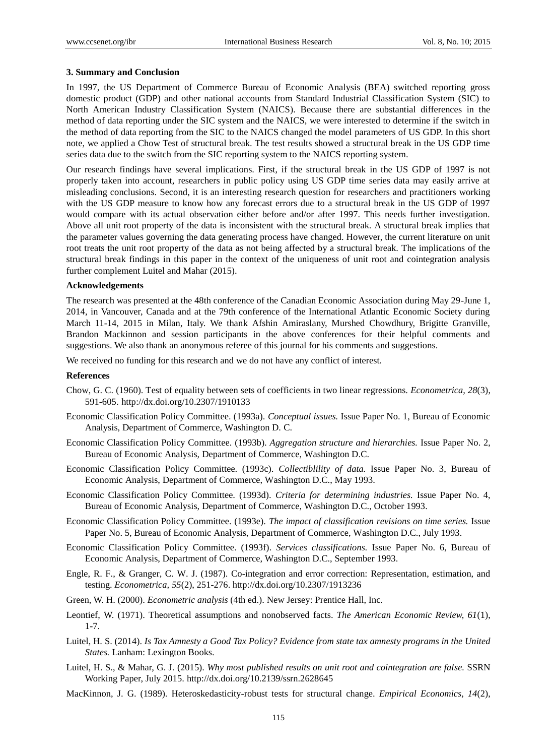### 3. Summary and Conclusion

In 1997, the US Department of Commerce Bureau of Economic Analysis (BEA) switched reporting gross domestic product (GDP) and other national accounts from Standard Industrial Classification System (SIC) to North American Industry Classification System (NAICS). Because there are substantial differences in the method of data reporting under the SIC system and the NAICS, we were interested to determine if the switch in the method of data reporting from the SIC to the NAICS changed the model parameters of US GDP. In this short note, we applied a Chow Test of structural break. The test results showed a structural break in the US GDP time series data due to the switch from the SIC reporting system to the NAICS reporting system.

Our research findings have several implications. First, if the structural break in the US GDP of 1997 is not properly taken into account, researchers in public policy using US GDP time series data may easily arrive at misleading conclusions. Second, it is an interesting research question for researchers and practitioners working with the US GDP measure to know how any forecast errors due to a structural break in the US GDP of 1997 would compare with its actual observation either before and/or after 1997. This needs further investigation. Above all unit root property of the data is inconsistent with the structural break. A structural break implies that the parameter values governing the data generating process have changed. However, the current literature on unit root treats the unit root property of the data as not being affected by a structural break. The implications of the structural break findings in this paper in the context of the uniqueness of unit root and cointegration analysis further complement Luitel and Mahar (2015).

### Acknowledgements

The research was presented at the 48th conference of the Canadian Economic Association during May 29-June 1, 2014, in Vancouver, Canada and at the 79th conference of the International Atlantic Economic Society during March 11-14, 2015 in Milan, Italy. We thank Afshin Amiraslany, Murshed Chowdhury, Brigitte Granville, Brandon Mackinnon and session participants in the above conferences for their helpful comments and suggestions. We also thank an anonymous referee of this journal for his comments and suggestions.

We received no funding for this research and we do not have any conflict of interest.

### References

Chow, G. C. (1960). Test of equality between sets of coefficients in two linear regressions. *Econometrica, 28*(3), 591-605. http://dx.doi.org/10.2307/1910133

Economic Classification Policy Committee. (1993a). *Conceptual issues.* Issue Paper No. 1, Bureau of Economic Analysis, Department of Commerce, Washington D. C.

Economic Classification Policy Committee. (1993b). *Aggregation structure and hierarchies.* Issue Paper No. 2, Bureau of Economic Analysis, Department of Commerce, Washington D.C.

Economic Classification Policy Committee. (1993c). *Collectiblility of data.* Issue Paper No. 3, Bureau of Economic Analysis, Department of Commerce, Washington D.C., May 1993.

Economic Classification Policy Committee. (1993d). *Criteria for determining industries.* Issue Paper No. 4, Bureau of Economic Analysis, Department of Commerce, Washington D.C., October 1993.

Economic Classification Policy Committee. (1993e). *The impact of classification revisions on time series.* Issue Paper No. 5, Bureau of Economic Analysis, Department of Commerce, Washington D.C., July 1993.

Economic Classification Policy Committee. (1993f). *Services classifications.* Issue Paper No. 6, Bureau of Economic Analysis, Department of Commerce, Washington D.C., September 1993.

Engle, R. F., & Granger, C. W. J. (1987). Co-integration and error correction: Representation, estimation, and testing. *Econometrica, 55*(2), 251-276. http://dx.doi.org/10.2307/1913236

Green, W. H. (2000). *Econometric analysis* (4th ed.). New Jersey: Prentice Hall, Inc.

Leontief, W. (1971). Theoretical assumptions and nonobserved facts. *The American Economic Review, 61*(1), 1-7.

Luitel, H. S. (2014). *Is Tax Amnesty a Good Tax Policy? Evidence from state tax amnesty programs in the United States.* Lanham: Lexington Books.

Luitel, H. S., & Mahar, G. J. (2015). *Why most published results on unit root and cointegration are false.* SSRN Working Paper, July 2015. http://dx.doi.org/10.2139/ssrn.2628645

MacKinnon, J. G. (1989). Heteroskedasticity-robust tests for structural change. *Empirical Economics, 14*(2),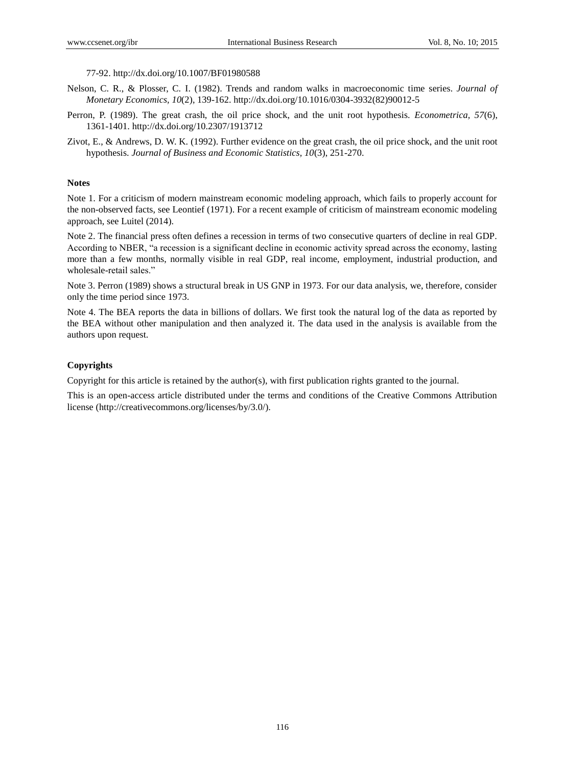77-92. http://dx.doi.org/10.1007/BF01980588

Nelson, C. R., & Plosser, C. I. (1982). Trends and random walks in macroeconomic time series. *Journal of Monetary Economics*, *10*(2), 139-162. http://dx.doi.org/10.1016/0304-3932(82)90012-5

Perron, P. (1989). The great crash, the oil price shock, and the unit root hypothesis. *Econometrica*, *57*(6), 1361-1401. http://dx.doi.org/10.2307/1913712

Zivot, E., & Andrews, D. W. K. (1992). Further evidence on the great crash, the oil price shock, and the unit root hypothesis. *Journal of Business and Economic Statistics*, *10*(3), 251-270.

## Notes

Note 1. For a criticism of modern mainstream economic modeling approach, which fails to properly account for the non-observed facts, see Leontief (1971). For a recent example of criticism of mainstream economic modeling approach, see Luitel (2014).

Note 2. The financial press often defines a recession in terms of two consecutive quarters of decline in real GDP. According to NBER, "a recession is a significant decline in economic activity spread across the economy, lasting more than a few months, normally visible in real GDP, real income, employment, industrial production, and wholesale-retail sales."

Note 3. Perron (1989) shows a structural break in US GNP in 1973. For our data analysis, we, therefore, consider only the time period since 1973.

Note 4. The BEA reports the data in billions of dollars. We first took the natural log of the data as reported by the BEA without other manipulation and then analyzed it. The data used in the analysis is available from the authors upon request.

## Copyrights

Copyright for this article is retained by the author(s), with first publication rights granted to the journal.

This is an open-access article distributed under the terms and conditions of the Creative Commons Attribution license (http://creativecommons.org/licenses/by/3.0/).